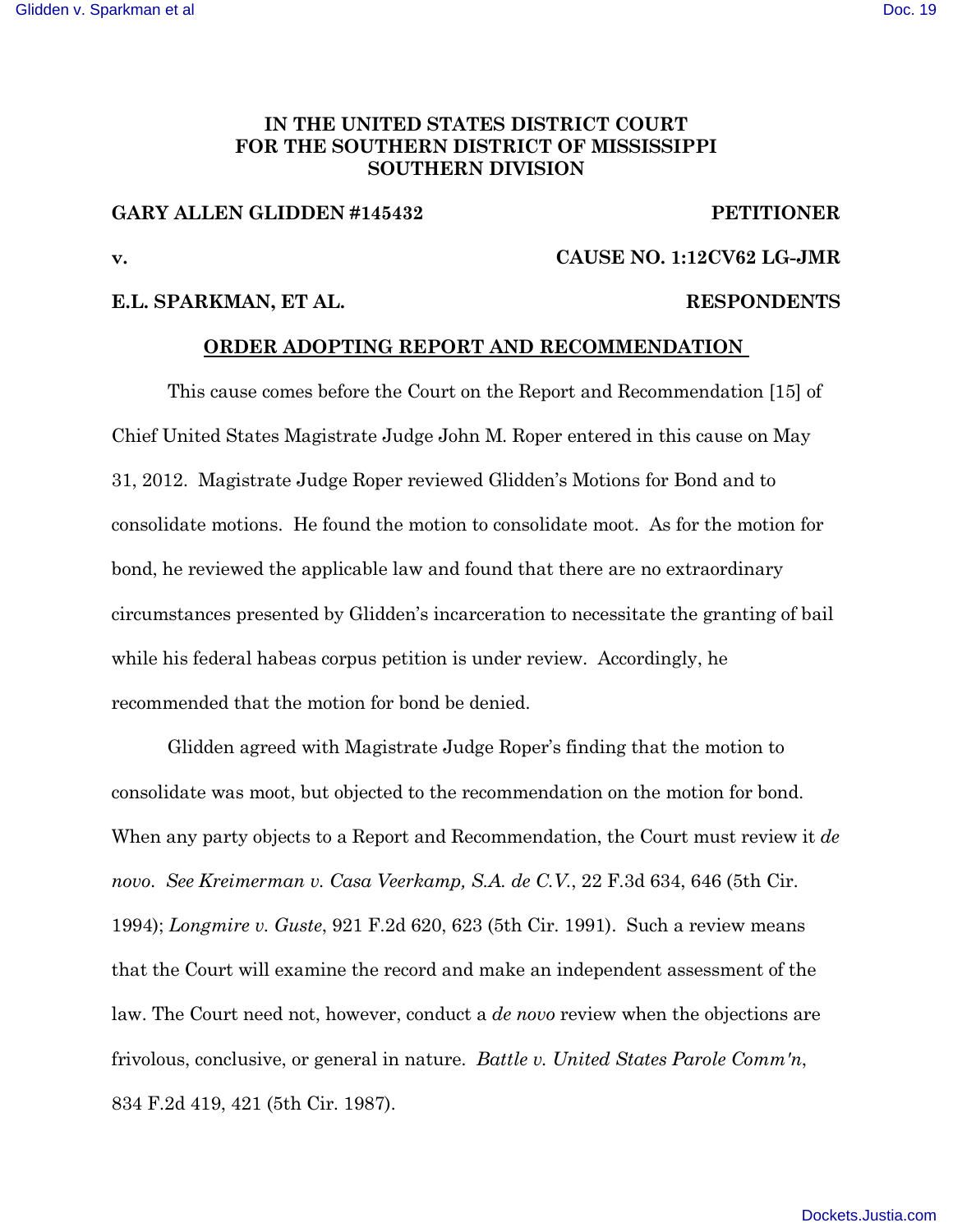**IN THE UNITED STATES DISTRICT COURT**
**FOR THE SOUTHERN DISTRICT OF MISSISSIPPI**
**SOUTHERN DIVISION**

**GARY ALLEN GLIDDEN #145432** **PETITIONER**

**v.** **CAUSE NO. 1:12CV62 LG-JMR**

**E.L. SPARKMAN, ET AL.** **RESPONDENTS**

**ORDER ADOPTING REPORT AND RECOMMENDATION**

This cause comes before the Court on the Report and Recommendation [15] of Chief United States Magistrate Judge John M. Roper entered in this cause on May 31, 2012. Magistrate Judge Roper reviewed Glidden's Motions for Bond and to consolidate motions. He found the motion to consolidate moot. As for the motion for bond, he reviewed the applicable law and found that there are no extraordinary circumstances presented by Glidden's incarceration to necessitate the granting of bail while his federal habeas corpus petition is under review. Accordingly, he recommended that the motion for bond be denied.

Glidden agreed with Magistrate Judge Roper's finding that the motion to consolidate was moot, but objected to the recommendation on the motion for bond. When any party objects to a Report and Recommendation, the Court must review it *de novo*. *See Kreimerman v. Casa Veerkamp, S.A. de C.V.*, 22 F.3d 634, 646 (5th Cir. 1994); *Longmire v. Guste*, 921 F.2d 620, 623 (5th Cir. 1991). Such a review means that the Court will examine the record and make an independent assessment of the law. The Court need not, however, conduct a *de novo* review when the objections are frivolous, conclusive, or general in nature. *Battle v. United States Parole Comm'n*, 834 F.2d 419, 421 (5th Cir. 1987).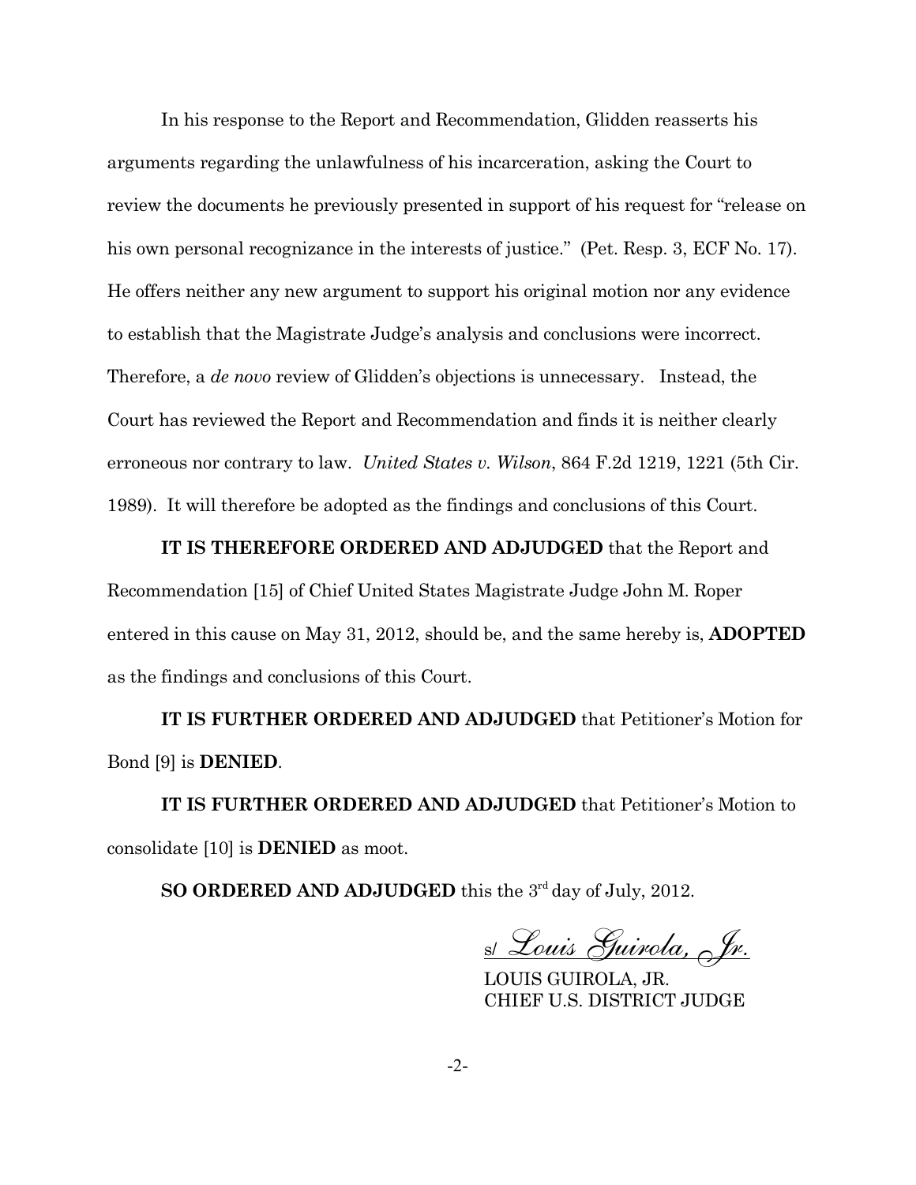In his response to the Report and Recommendation, Glidden reasserts his arguments regarding the unlawfulness of his incarceration, asking the Court to review the documents he previously presented in support of his request for "release on his own personal recognizance in the interests of justice." (Pet. Resp. 3, ECF No. 17). He offers neither any new argument to support his original motion nor any evidence to establish that the Magistrate Judge's analysis and conclusions were incorrect. Therefore, a *de novo* review of Glidden's objections is unnecessary. Instead, the Court has reviewed the Report and Recommendation and finds it is neither clearly erroneous nor contrary to law. *United States v. Wilson*, 864 F.2d 1219, 1221 (5th Cir. 1989). It will therefore be adopted as the findings and conclusions of this Court.

**IT IS THEREFORE ORDERED AND ADJUDGED** that the Report and Recommendation [15] of Chief United States Magistrate Judge John M. Roper entered in this cause on May 31, 2012, should be, and the same hereby is, **ADOPTED** as the findings and conclusions of this Court.

**IT IS FURTHER ORDERED AND ADJUDGED** that Petitioner's Motion for Bond [9] is **DENIED**.

**IT IS FURTHER ORDERED AND ADJUDGED** that Petitioner's Motion to consolidate [10] is **DENIED** as moot.

**SO ORDERED AND ADJUDGED** this the 3rd day of July, 2012.

s/ *Louis Guirola, Jr.*

LOUIS GUIROLA, JR.
CHIEF U.S. DISTRICT JUDGE